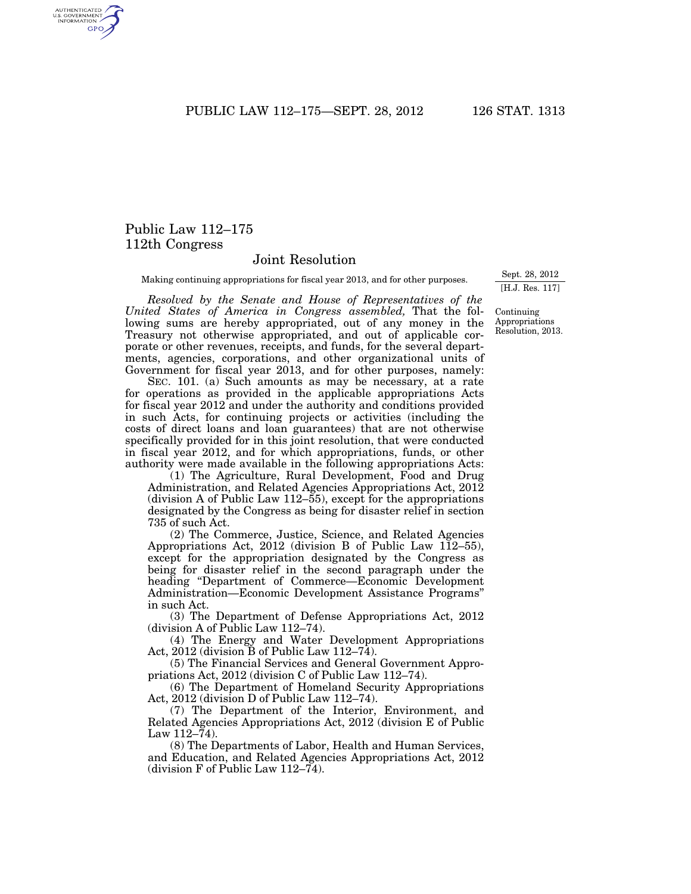# Public Law 112–175
## 112th Congress

### Joint Resolution

Making continuing appropriations for fiscal year 2013, and for other purposes.

Sept. 28, 2012
[H.J. Res. 117]

Continuing Appropriations Resolution, 2013.

*Resolved by the Senate and House of Representatives of the United States of America in Congress assembled,* That the following sums are hereby appropriated, out of any money in the Treasury not otherwise appropriated, and out of applicable corporate or other revenues, receipts, and funds, for the several departments, agencies, corporations, and other organizational units of Government for fiscal year 2013, and for other purposes, namely:

SEC. 101. (a) Such amounts as may be necessary, at a rate for operations as provided in the applicable appropriations Acts for fiscal year 2012 and under the authority and conditions provided in such Acts, for continuing projects or activities (including the costs of direct loans and loan guarantees) that are not otherwise specifically provided for in this joint resolution, that were conducted in fiscal year 2012, and for which appropriations, funds, or other authority were made available in the following appropriations Acts:

(1) The Agriculture, Rural Development, Food and Drug Administration, and Related Agencies Appropriations Act, 2012 (division A of Public Law 112–55), except for the appropriations designated by the Congress as being for disaster relief in section 735 of such Act.

(2) The Commerce, Justice, Science, and Related Agencies Appropriations Act, 2012 (division B of Public Law 112–55), except for the appropriation designated by the Congress as being for disaster relief in the second paragraph under the heading "Department of Commerce—Economic Development Administration—Economic Development Assistance Programs" in such Act.

(3) The Department of Defense Appropriations Act, 2012 (division A of Public Law 112–74).

(4) The Energy and Water Development Appropriations Act, 2012 (division B of Public Law 112–74).

(5) The Financial Services and General Government Appropriations Act, 2012 (division C of Public Law 112–74).

(6) The Department of Homeland Security Appropriations Act, 2012 (division D of Public Law 112–74).

(7) The Department of the Interior, Environment, and Related Agencies Appropriations Act, 2012 (division E of Public Law 112–74).

(8) The Departments of Labor, Health and Human Services, and Education, and Related Agencies Appropriations Act, 2012 (division F of Public Law 112–74).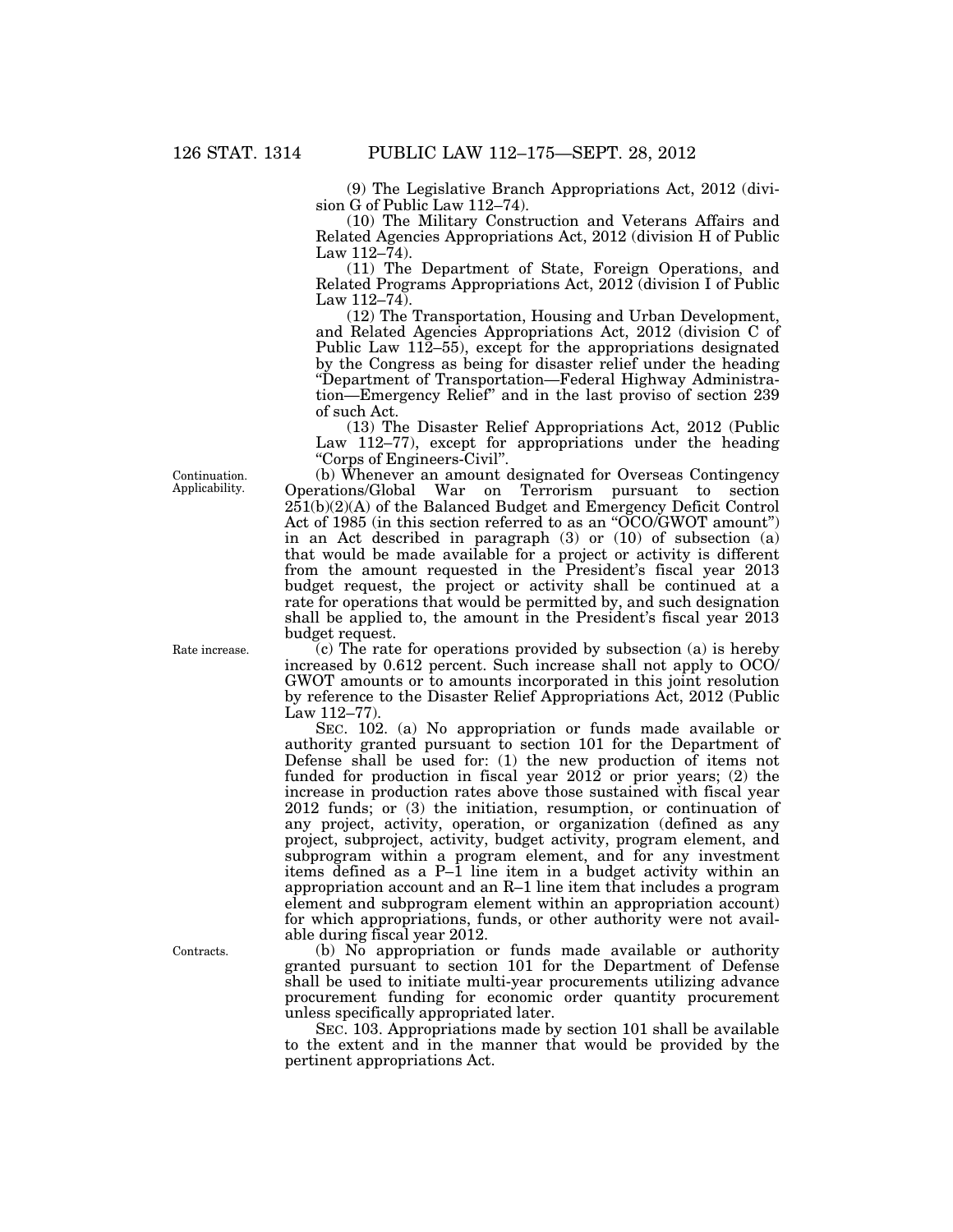(9) The Legislative Branch Appropriations Act, 2012 (division G of Public Law 112–74).

(10) The Military Construction and Veterans Affairs and Related Agencies Appropriations Act, 2012 (division H of Public Law 112–74).

(11) The Department of State, Foreign Operations, and Related Programs Appropriations Act, 2012 (division I of Public Law 112–74).

(12) The Transportation, Housing and Urban Development, and Related Agencies Appropriations Act, 2012 (division C of Public Law 112–55), except for the appropriations designated by the Congress as being for disaster relief under the heading "Department of Transportation—Federal Highway Administration—Emergency Relief" and in the last proviso of section 239 of such Act.

(13) The Disaster Relief Appropriations Act, 2012 (Public Law 112–77), except for appropriations under the heading "Corps of Engineers-Civil".

Continuation. Applicability.

(b) Whenever an amount designated for Overseas Contingency Operations/Global War on Terrorism pursuant to section 251(b)(2)(A) of the Balanced Budget and Emergency Deficit Control Act of 1985 (in this section referred to as an "OCO/GWOT amount") in an Act described in paragraph (3) or (10) of subsection (a) that would be made available for a project or activity is different from the amount requested in the President's fiscal year 2013 budget request, the project or activity shall be continued at a rate for operations that would be permitted by, and such designation shall be applied to, the amount in the President's fiscal year 2013 budget request.

Rate increase.

(c) The rate for operations provided by subsection (a) is hereby increased by 0.612 percent. Such increase shall not apply to OCO/GWOT amounts or to amounts incorporated in this joint resolution by reference to the Disaster Relief Appropriations Act, 2012 (Public Law 112–77).

SEC. 102. (a) No appropriation or funds made available or authority granted pursuant to section 101 for the Department of Defense shall be used for: (1) the new production of items not funded for production in fiscal year 2012 or prior years; (2) the increase in production rates above those sustained with fiscal year 2012 funds; or (3) the initiation, resumption, or continuation of any project, activity, operation, or organization (defined as any project, subproject, activity, budget activity, program element, and subprogram within a program element, and for any investment items defined as a P–1 line item in a budget activity within an appropriation account and an R–1 line item that includes a program element and subprogram element within an appropriation account) for which appropriations, funds, or other authority were not available during fiscal year 2012.

Contracts.

(b) No appropriation or funds made available or authority granted pursuant to section 101 for the Department of Defense shall be used to initiate multi-year procurements utilizing advance procurement funding for economic order quantity procurement unless specifically appropriated later.

SEC. 103. Appropriations made by section 101 shall be available to the extent and in the manner that would be provided by the pertinent appropriations Act.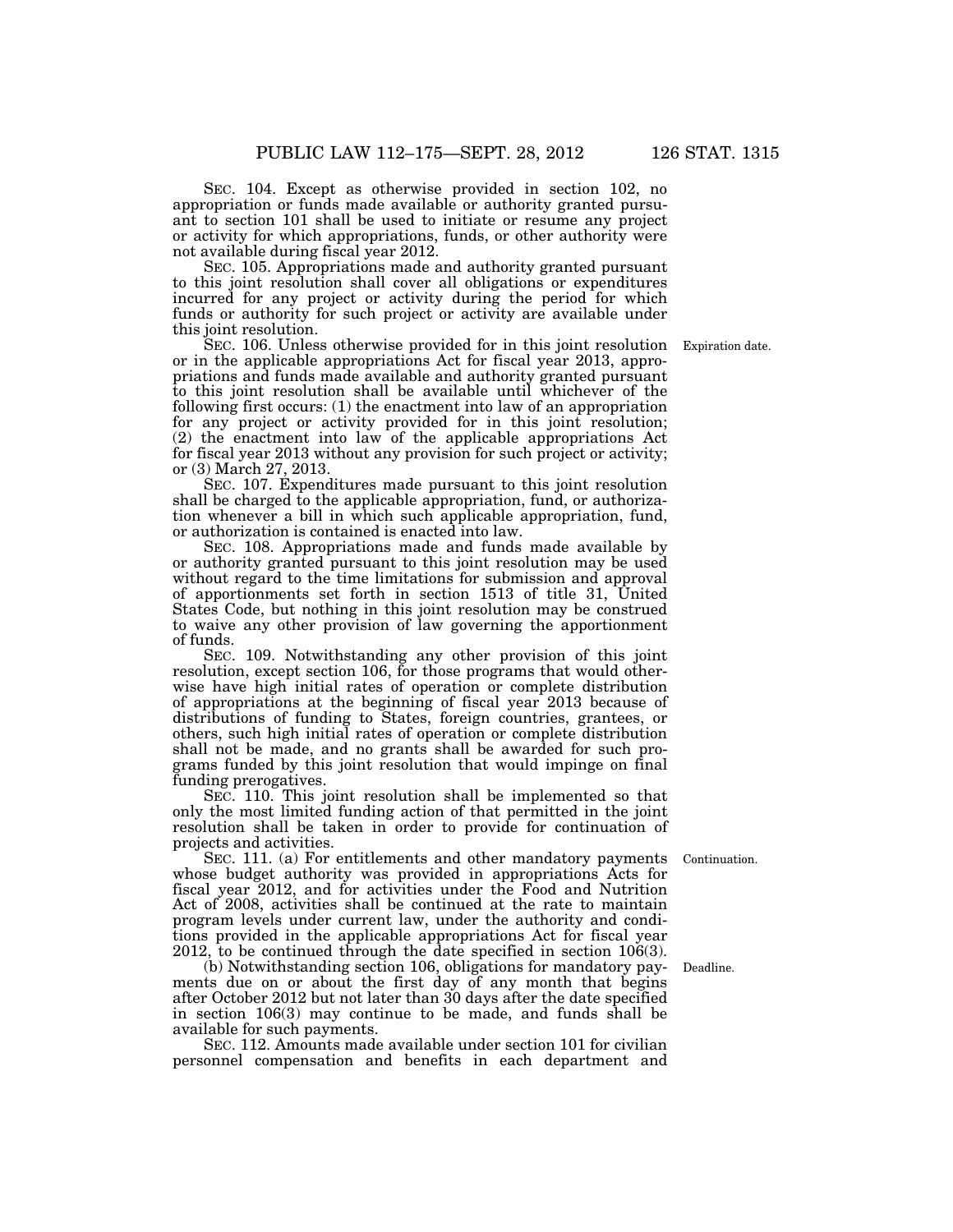SEC. 104. Except as otherwise provided in section 102, no appropriation or funds made available or authority granted pursuant to section 101 shall be used to initiate or resume any project or activity for which appropriations, funds, or other authority were not available during fiscal year 2012.

SEC. 105. Appropriations made and authority granted pursuant to this joint resolution shall cover all obligations or expenditures incurred for any project or activity during the period for which funds or authority for such project or activity are available under this joint resolution.

SEC. 106. Unless otherwise provided for in this joint resolution or in the applicable appropriations Act for fiscal year 2013, appropriations and funds made available and authority granted pursuant to this joint resolution shall be available until whichever of the following first occurs: (1) the enactment into law of an appropriation for any project or activity provided for in this joint resolution; (2) the enactment into law of the applicable appropriations Act for fiscal year 2013 without any provision for such project or activity; or (3) March 27, 2013.

Expiration date.

SEC. 107. Expenditures made pursuant to this joint resolution shall be charged to the applicable appropriation, fund, or authorization whenever a bill in which such applicable appropriation, fund, or authorization is contained is enacted into law.

SEC. 108. Appropriations made and funds made available by or authority granted pursuant to this joint resolution may be used without regard to the time limitations for submission and approval of apportionments set forth in section 1513 of title 31, United States Code, but nothing in this joint resolution may be construed to waive any other provision of law governing the apportionment of funds.

SEC. 109. Notwithstanding any other provision of this joint resolution, except section 106, for those programs that would otherwise have high initial rates of operation or complete distribution of appropriations at the beginning of fiscal year 2013 because of distributions of funding to States, foreign countries, grantees, or others, such high initial rates of operation or complete distribution shall not be made, and no grants shall be awarded for such programs funded by this joint resolution that would impinge on final funding prerogatives.

SEC. 110. This joint resolution shall be implemented so that only the most limited funding action of that permitted in the joint resolution shall be taken in order to provide for continuation of projects and activities.

SEC. 111. (a) For entitlements and other mandatory payments whose budget authority was provided in appropriations Acts for fiscal year 2012, and for activities under the Food and Nutrition Act of 2008, activities shall be continued at the rate to maintain program levels under current law, under the authority and conditions provided in the applicable appropriations Act for fiscal year 2012, to be continued through the date specified in section 106(3).

Continuation.

(b) Notwithstanding section 106, obligations for mandatory payments due on or about the first day of any month that begins after October 2012 but not later than 30 days after the date specified in section 106(3) may continue to be made, and funds shall be available for such payments.

Deadline.

SEC. 112. Amounts made available under section 101 for civilian personnel compensation and benefits in each department and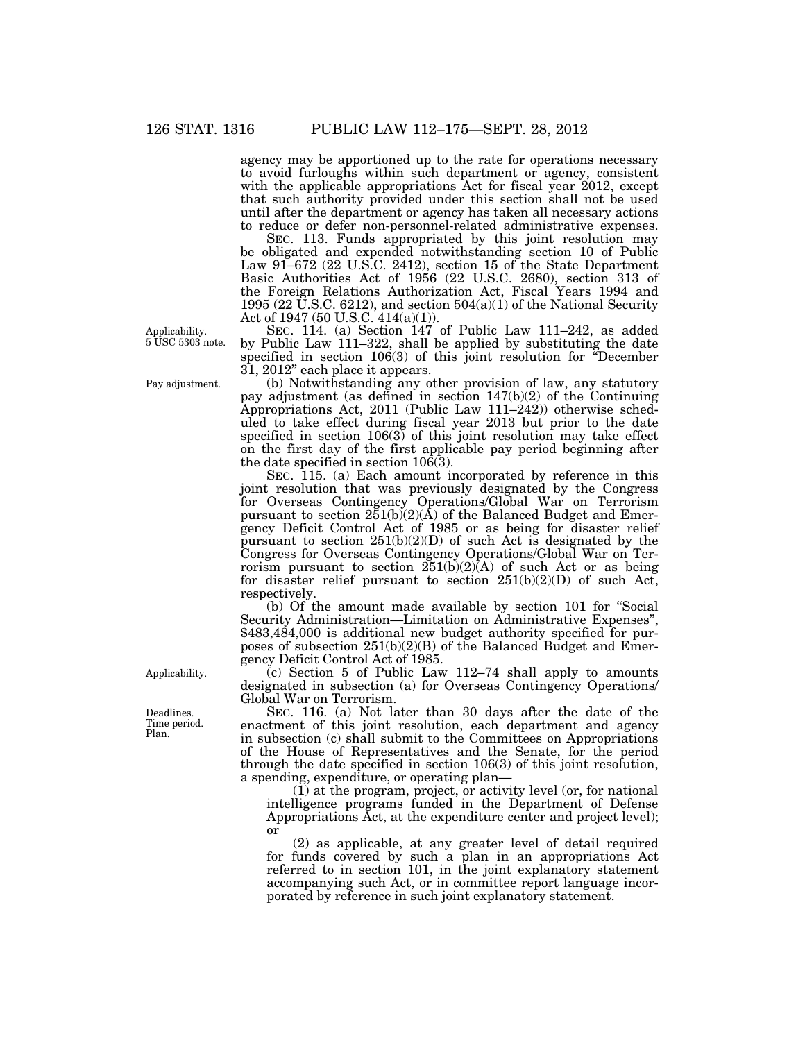agency may be apportioned up to the rate for operations necessary to avoid furloughs within such department or agency, consistent with the applicable appropriations Act for fiscal year 2012, except that such authority provided under this section shall not be used until after the department or agency has taken all necessary actions to reduce or defer non-personnel-related administrative expenses.

SEC. 113. Funds appropriated by this joint resolution may be obligated and expended notwithstanding section 10 of Public Law 91–672 (22 U.S.C. 2412), section 15 of the State Department Basic Authorities Act of 1956 (22 U.S.C. 2680), section 313 of the Foreign Relations Authorization Act, Fiscal Years 1994 and 1995 (22 U.S.C. 6212), and section 504(a)(1) of the National Security Act of 1947 (50 U.S.C. 414(a)(1)).

Applicability. 5 USC 5303 note.

SEC. 114. (a) Section 147 of Public Law 111–242, as added by Public Law 111–322, shall be applied by substituting the date specified in section 106(3) of this joint resolution for "December 31, 2012" each place it appears.

Pay adjustment.

(b) Notwithstanding any other provision of law, any statutory pay adjustment (as defined in section 147(b)(2) of the Continuing Appropriations Act, 2011 (Public Law 111–242)) otherwise scheduled to take effect during fiscal year 2013 but prior to the date specified in section 106(3) of this joint resolution may take effect on the first day of the first applicable pay period beginning after the date specified in section 106(3).

SEC. 115. (a) Each amount incorporated by reference in this joint resolution that was previously designated by the Congress for Overseas Contingency Operations/Global War on Terrorism pursuant to section 251(b)(2)(A) of the Balanced Budget and Emergency Deficit Control Act of 1985 or as being for disaster relief pursuant to section 251(b)(2)(D) of such Act is designated by the Congress for Overseas Contingency Operations/Global War on Terrorism pursuant to section 251(b)(2)(A) of such Act or as being for disaster relief pursuant to section 251(b)(2)(D) of such Act, respectively.

(b) Of the amount made available by section 101 for "Social Security Administration—Limitation on Administrative Expenses", $483,484,000 is additional new budget authority specified for purposes of subsection 251(b)(2)(B) of the Balanced Budget and Emergency Deficit Control Act of 1985.

Applicability.

(c) Section 5 of Public Law 112–74 shall apply to amounts designated in subsection (a) for Overseas Contingency Operations/Global War on Terrorism.

Deadlines. Time period. Plan.

SEC. 116. (a) Not later than 30 days after the date of the enactment of this joint resolution, each department and agency in subsection (c) shall submit to the Committees on Appropriations of the House of Representatives and the Senate, for the period through the date specified in section 106(3) of this joint resolution, a spending, expenditure, or operating plan—

(1) at the program, project, or activity level (or, for national intelligence programs funded in the Department of Defense Appropriations Act, at the expenditure center and project level); or

(2) as applicable, at any greater level of detail required for funds covered by such a plan in an appropriations Act referred to in section 101, in the joint explanatory statement accompanying such Act, or in committee report language incorporated by reference in such joint explanatory statement.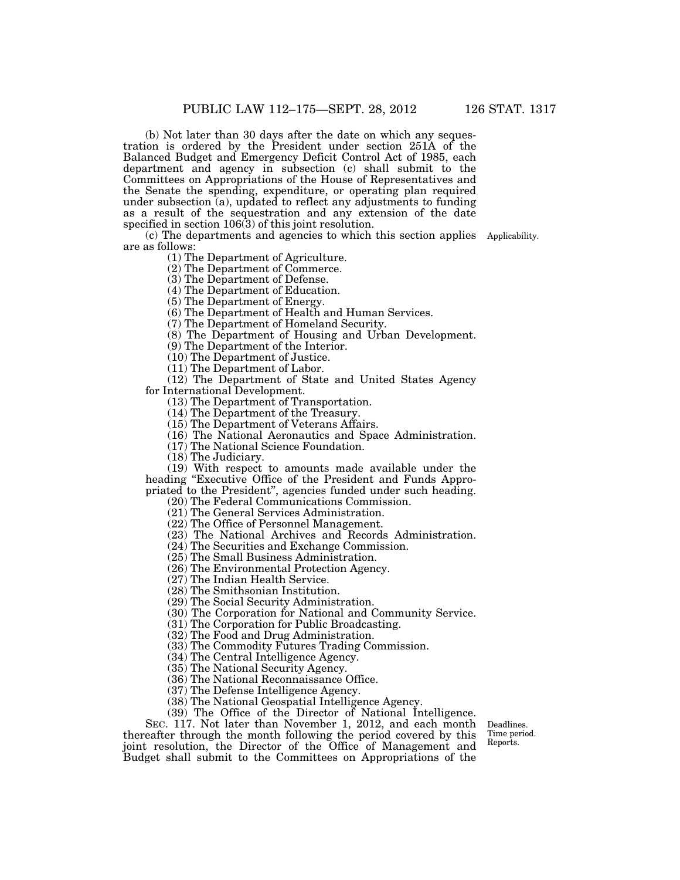(b) Not later than 30 days after the date on which any sequestration is ordered by the President under section 251A of the Balanced Budget and Emergency Deficit Control Act of 1985, each department and agency in subsection (c) shall submit to the Committees on Appropriations of the House of Representatives and the Senate the spending, expenditure, or operating plan required under subsection (a), updated to reflect any adjustments to funding as a result of the sequestration and any extension of the date specified in section 106(3) of this joint resolution.

Applicability.

(c) The departments and agencies to which this section applies are as follows:

(1) The Department of Agriculture.

(2) The Department of Commerce.

(3) The Department of Defense.

(4) The Department of Education.

(5) The Department of Energy.

(6) The Department of Health and Human Services.

(7) The Department of Homeland Security.

(8) The Department of Housing and Urban Development.

(9) The Department of the Interior.

(10) The Department of Justice.

(11) The Department of Labor.

(12) The Department of State and United States Agency for International Development.

(13) The Department of Transportation.

(14) The Department of the Treasury.

(15) The Department of Veterans Affairs.

(16) The National Aeronautics and Space Administration.

(17) The National Science Foundation.

(18) The Judiciary.

(19) With respect to amounts made available under the heading "Executive Office of the President and Funds Appropriated to the President", agencies funded under such heading.

(20) The Federal Communications Commission.

(21) The General Services Administration.

(22) The Office of Personnel Management.

(23) The National Archives and Records Administration.

(24) The Securities and Exchange Commission.

(25) The Small Business Administration.

(26) The Environmental Protection Agency.

(27) The Indian Health Service.

(28) The Smithsonian Institution.

(29) The Social Security Administration.

(30) The Corporation for National and Community Service.

(31) The Corporation for Public Broadcasting.

(32) The Food and Drug Administration.

(33) The Commodity Futures Trading Commission.

(34) The Central Intelligence Agency.

(35) The National Security Agency.

(36) The National Reconnaissance Office.

(37) The Defense Intelligence Agency.

(38) The National Geospatial Intelligence Agency.

(39) The Office of the Director of National Intelligence.

Deadlines. Time period. Reports.

SEC. 117. Not later than November 1, 2012, and each month thereafter through the month following the period covered by this joint resolution, the Director of the Office of Management and Budget shall submit to the Committees on Appropriations of the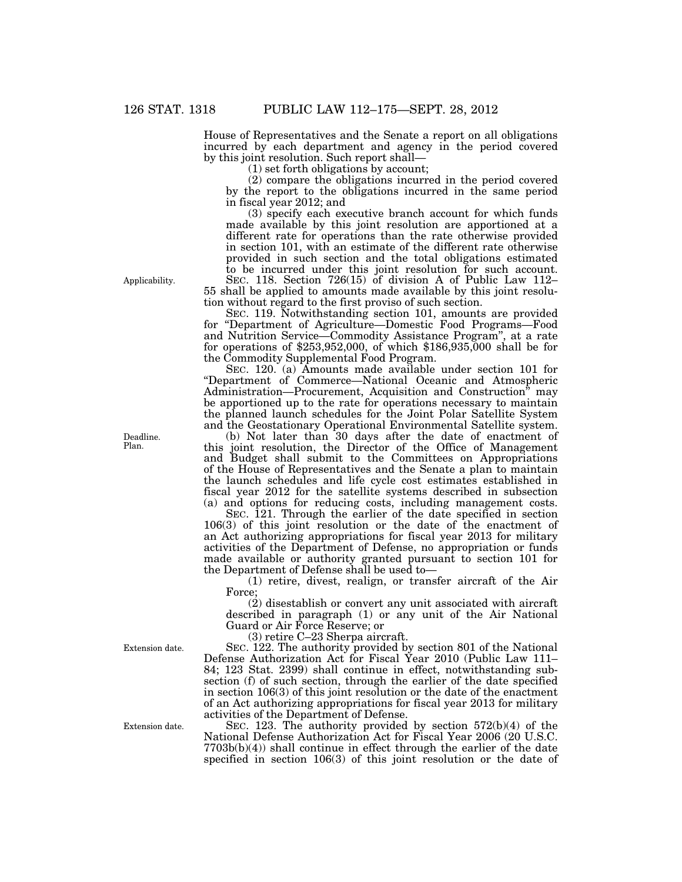House of Representatives and the Senate a report on all obligations incurred by each department and agency in the period covered by this joint resolution. Such report shall—

(1) set forth obligations by account;

(2) compare the obligations incurred in the period covered by the report to the obligations incurred in the same period in fiscal year 2012; and

(3) specify each executive branch account for which funds made available by this joint resolution are apportioned at a different rate for operations than the rate otherwise provided in section 101, with an estimate of the different rate otherwise provided in such section and the total obligations estimated to be incurred under this joint resolution for such account.

Applicability.

SEC. 118. Section 726(15) of division A of Public Law 112–55 shall be applied to amounts made available by this joint resolution without regard to the first proviso of such section.

SEC. 119. Notwithstanding section 101, amounts are provided for "Department of Agriculture—Domestic Food Programs—Food and Nutrition Service—Commodity Assistance Program", at a rate for operations of $253,952,000, of which $186,935,000 shall be for the Commodity Supplemental Food Program.

SEC. 120. (a) Amounts made available under section 101 for "Department of Commerce—National Oceanic and Atmospheric Administration—Procurement, Acquisition and Construction" may be apportioned up to the rate for operations necessary to maintain the planned launch schedules for the Joint Polar Satellite System and the Geostationary Operational Environmental Satellite system.

Deadline.
Plan.

(b) Not later than 30 days after the date of enactment of this joint resolution, the Director of the Office of Management and Budget shall submit to the Committees on Appropriations of the House of Representatives and the Senate a plan to maintain the launch schedules and life cycle cost estimates established in fiscal year 2012 for the satellite systems described in subsection (a) and options for reducing costs, including management costs.

SEC. 121. Through the earlier of the date specified in section 106(3) of this joint resolution or the date of the enactment of an Act authorizing appropriations for fiscal year 2013 for military activities of the Department of Defense, no appropriation or funds made available or authority granted pursuant to section 101 for the Department of Defense shall be used to—

(1) retire, divest, realign, or transfer aircraft of the Air Force;

(2) disestablish or convert any unit associated with aircraft described in paragraph (1) or any unit of the Air National Guard or Air Force Reserve; or

(3) retire C–23 Sherpa aircraft.

Extension date.

SEC. 122. The authority provided by section 801 of the National Defense Authorization Act for Fiscal Year 2010 (Public Law 111–84; 123 Stat. 2399) shall continue in effect, notwithstanding subsection (f) of such section, through the earlier of the date specified in section 106(3) of this joint resolution or the date of the enactment of an Act authorizing appropriations for fiscal year 2013 for military activities of the Department of Defense.

Extension date.

SEC. 123. The authority provided by section 572(b)(4) of the National Defense Authorization Act for Fiscal Year 2006 (20 U.S.C. 7703b(b)(4)) shall continue in effect through the earlier of the date specified in section 106(3) of this joint resolution or the date of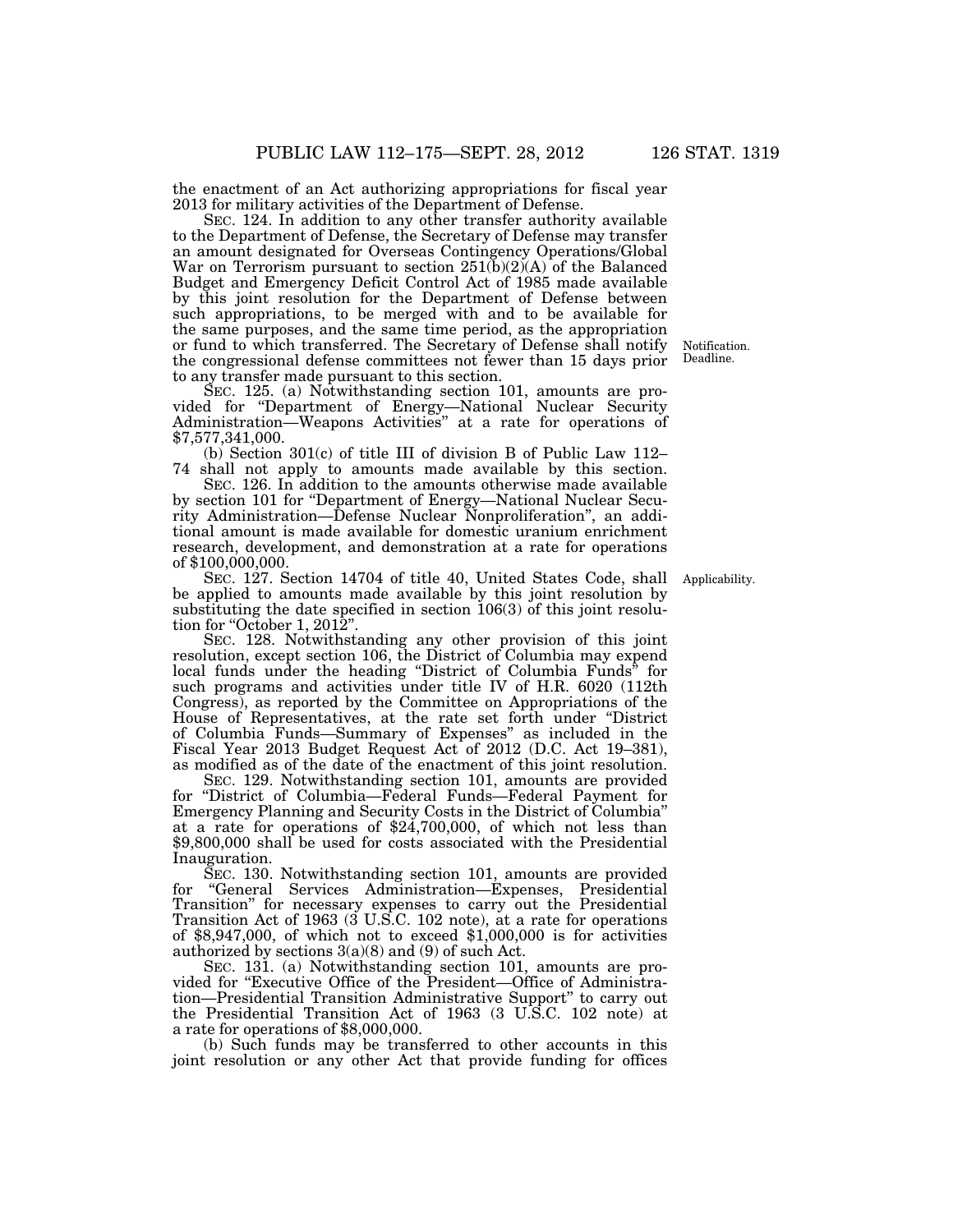the enactment of an Act authorizing appropriations for fiscal year 2013 for military activities of the Department of Defense.

SEC. 124. In addition to any other transfer authority available to the Department of Defense, the Secretary of Defense may transfer an amount designated for Overseas Contingency Operations/Global War on Terrorism pursuant to section 251(b)(2)(A) of the Balanced Budget and Emergency Deficit Control Act of 1985 made available by this joint resolution for the Department of Defense between such appropriations, to be merged with and to be available for the same purposes, and the same time period, as the appropriation or fund to which transferred. The Secretary of Defense shall notify the congressional defense committees not fewer than 15 days prior to any transfer made pursuant to this section.

Notification. Deadline.

SEC. 125. (a) Notwithstanding section 101, amounts are provided for "Department of Energy—National Nuclear Security Administration—Weapons Activities" at a rate for operations of $7,577,341,000.

(b) Section 301(c) of title III of division B of Public Law 112–74 shall not apply to amounts made available by this section.

SEC. 126. In addition to the amounts otherwise made available by section 101 for "Department of Energy—National Nuclear Security Administration—Defense Nuclear Nonproliferation", an additional amount is made available for domestic uranium enrichment research, development, and demonstration at a rate for operations of $100,000,000.

SEC. 127. Section 14704 of title 40, United States Code, shall be applied to amounts made available by this joint resolution by substituting the date specified in section 106(3) of this joint resolution for "October 1, 2012".

Applicability.

SEC. 128. Notwithstanding any other provision of this joint resolution, except section 106, the District of Columbia may expend local funds under the heading "District of Columbia Funds" for such programs and activities under title IV of H.R. 6020 (112th Congress), as reported by the Committee on Appropriations of the House of Representatives, at the rate set forth under "District of Columbia Funds—Summary of Expenses" as included in the Fiscal Year 2013 Budget Request Act of 2012 (D.C. Act 19–381), as modified as of the date of the enactment of this joint resolution.

SEC. 129. Notwithstanding section 101, amounts are provided for "District of Columbia—Federal Funds—Federal Payment for Emergency Planning and Security Costs in the District of Columbia" at a rate for operations of $24,700,000, of which not less than $9,800,000 shall be used for costs associated with the Presidential Inauguration.

SEC. 130. Notwithstanding section 101, amounts are provided for "General Services Administration—Expenses, Presidential Transition" for necessary expenses to carry out the Presidential Transition Act of 1963 (3 U.S.C. 102 note), at a rate for operations of $8,947,000, of which not to exceed $1,000,000 is for activities authorized by sections 3(a)(8) and (9) of such Act.

SEC. 131. (a) Notwithstanding section 101, amounts are provided for "Executive Office of the President—Office of Administration—Presidential Transition Administrative Support" to carry out the Presidential Transition Act of 1963 (3 U.S.C. 102 note) at a rate for operations of $8,000,000.

(b) Such funds may be transferred to other accounts in this joint resolution or any other Act that provide funding for offices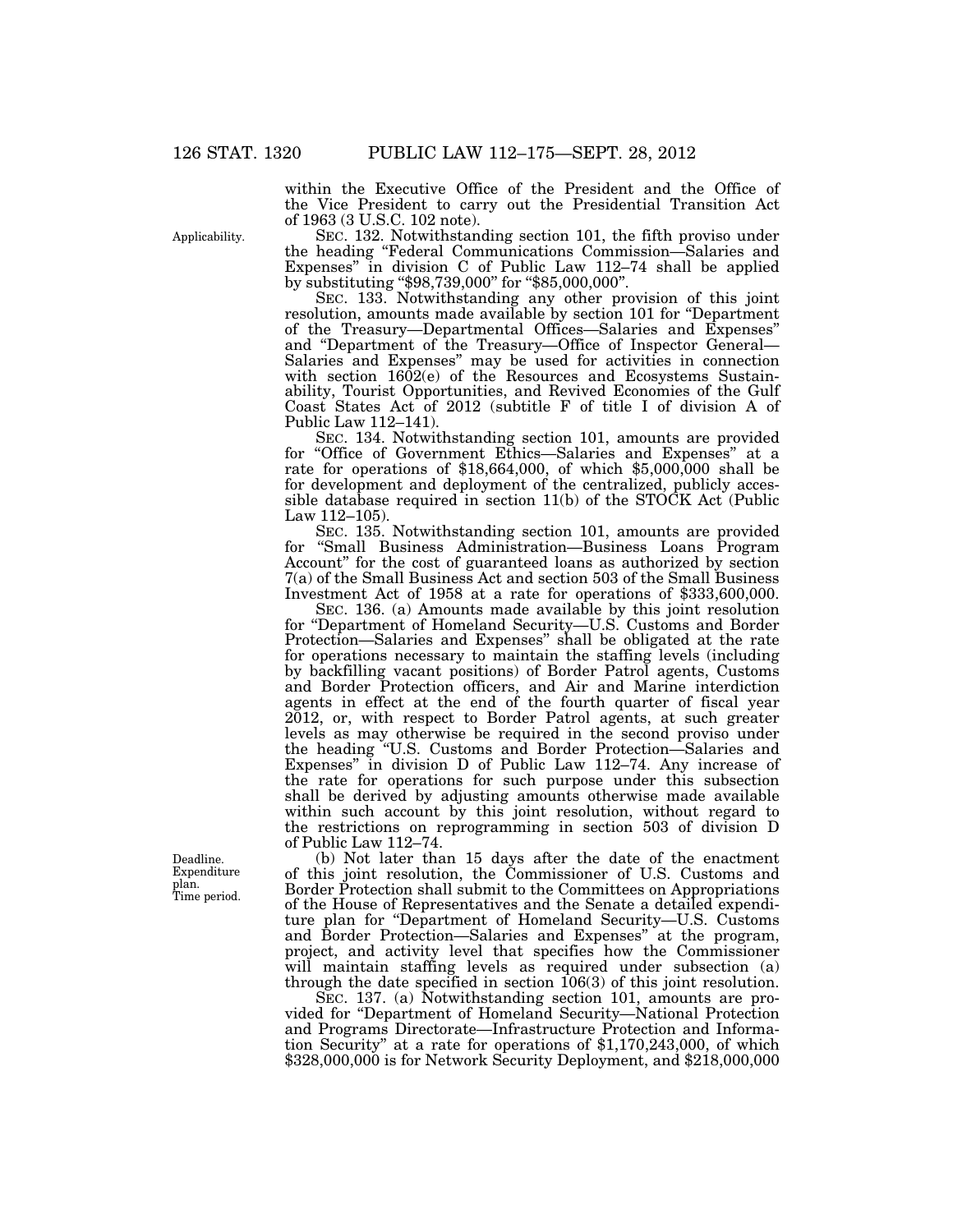within the Executive Office of the President and the Office of the Vice President to carry out the Presidential Transition Act of 1963 (3 U.S.C. 102 note).

Applicability.

SEC. 132. Notwithstanding section 101, the fifth proviso under the heading "Federal Communications Commission—Salaries and Expenses" in division C of Public Law 112–74 shall be applied by substituting "$98,739,000" for "$85,000,000".

SEC. 133. Notwithstanding any other provision of this joint resolution, amounts made available by section 101 for "Department of the Treasury—Departmental Offices—Salaries and Expenses" and "Department of the Treasury—Office of Inspector General—Salaries and Expenses" may be used for activities in connection with section 1602(e) of the Resources and Ecosystems Sustainability, Tourist Opportunities, and Revived Economies of the Gulf Coast States Act of 2012 (subtitle F of title I of division A of Public Law 112–141).

SEC. 134. Notwithstanding section 101, amounts are provided for "Office of Government Ethics—Salaries and Expenses" at a rate for operations of $18,664,000, of which $5,000,000 shall be for development and deployment of the centralized, publicly accessible database required in section 11(b) of the STOCK Act (Public Law 112–105).

SEC. 135. Notwithstanding section 101, amounts are provided for "Small Business Administration—Business Loans Program Account" for the cost of guaranteed loans as authorized by section 7(a) of the Small Business Act and section 503 of the Small Business Investment Act of 1958 at a rate for operations of $333,600,000.

SEC. 136. (a) Amounts made available by this joint resolution for "Department of Homeland Security—U.S. Customs and Border Protection—Salaries and Expenses" shall be obligated at the rate for operations necessary to maintain the staffing levels (including by backfilling vacant positions) of Border Patrol agents, Customs and Border Protection officers, and Air and Marine interdiction agents in effect at the end of the fourth quarter of fiscal year 2012, or, with respect to Border Patrol agents, at such greater levels as may otherwise be required in the second proviso under the heading "U.S. Customs and Border Protection—Salaries and Expenses" in division D of Public Law 112–74. Any increase of the rate for operations for such purpose under this subsection shall be derived by adjusting amounts otherwise made available within such account by this joint resolution, without regard to the restrictions on reprogramming in section 503 of division D of Public Law 112–74.

Deadline. Expenditure plan. Time period.

(b) Not later than 15 days after the date of the enactment of this joint resolution, the Commissioner of U.S. Customs and Border Protection shall submit to the Committees on Appropriations of the House of Representatives and the Senate a detailed expenditure plan for "Department of Homeland Security—U.S. Customs and Border Protection—Salaries and Expenses" at the program, project, and activity level that specifies how the Commissioner will maintain staffing levels as required under subsection (a) through the date specified in section 106(3) of this joint resolution.

SEC. 137. (a) Notwithstanding section 101, amounts are provided for "Department of Homeland Security—National Protection and Programs Directorate—Infrastructure Protection and Information Security" at a rate for operations of $1,170,243,000, of which $328,000,000 is for Network Security Deployment, and $218,000,000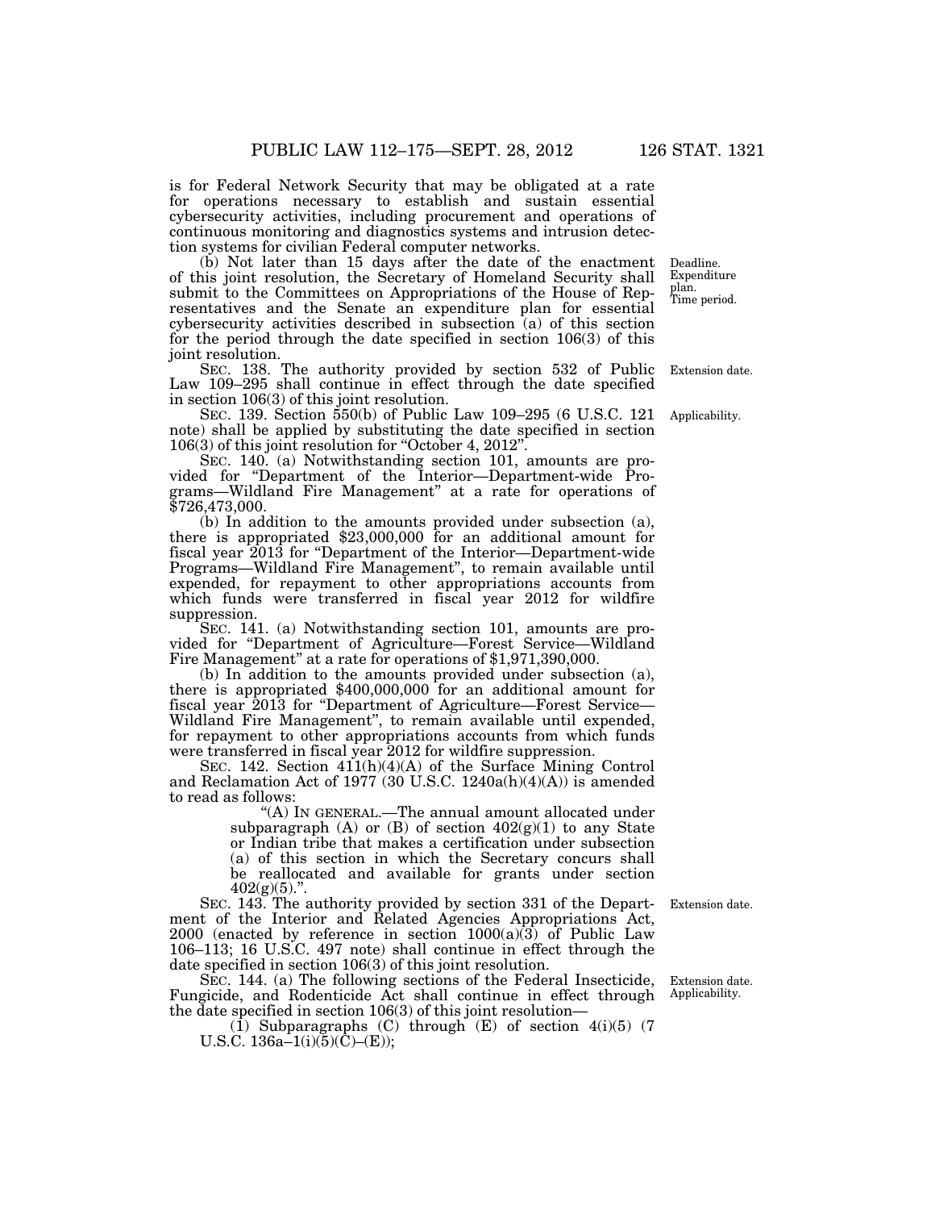is for Federal Network Security that may be obligated at a rate for operations necessary to establish and sustain essential cybersecurity activities, including procurement and operations of continuous monitoring and diagnostics systems and intrusion detection systems for civilian Federal computer networks.

(b) Not later than 15 days after the date of the enactment of this joint resolution, the Secretary of Homeland Security shall submit to the Committees on Appropriations of the House of Representatives and the Senate an expenditure plan for essential cybersecurity activities described in subsection (a) of this section for the period through the date specified in section 106(3) of this joint resolution.

Deadline. Expenditure plan. Time period.

SEC. 138. The authority provided by section 532 of Public Law 109–295 shall continue in effect through the date specified in section 106(3) of this joint resolution.

Extension date.

SEC. 139. Section 550(b) of Public Law 109–295 (6 U.S.C. 121 note) shall be applied by substituting the date specified in section 106(3) of this joint resolution for "October 4, 2012".

Applicability.

SEC. 140. (a) Notwithstanding section 101, amounts are provided for "Department of the Interior—Department-wide Programs—Wildland Fire Management" at a rate for operations of $726,473,000.

(b) In addition to the amounts provided under subsection (a), there is appropriated $23,000,000 for an additional amount for fiscal year 2013 for "Department of the Interior—Department-wide Programs—Wildland Fire Management", to remain available until expended, for repayment to other appropriations accounts from which funds were transferred in fiscal year 2012 for wildfire suppression.

SEC. 141. (a) Notwithstanding section 101, amounts are provided for "Department of Agriculture—Forest Service—Wildland Fire Management" at a rate for operations of $1,971,390,000.

(b) In addition to the amounts provided under subsection (a), there is appropriated $400,000,000 for an additional amount for fiscal year 2013 for "Department of Agriculture—Forest Service—Wildland Fire Management", to remain available until expended, for repayment to other appropriations accounts from which funds were transferred in fiscal year 2012 for wildfire suppression.

SEC. 142. Section 411(h)(4)(A) of the Surface Mining Control and Reclamation Act of 1977 (30 U.S.C. 1240a(h)(4)(A)) is amended to read as follows:

> "(A) IN GENERAL.—The annual amount allocated under subparagraph (A) or (B) of section 402(g)(1) to any State or Indian tribe that makes a certification under subsection (a) of this section in which the Secretary concurs shall be reallocated and available for grants under section 402(g)(5).".

SEC. 143. The authority provided by section 331 of the Department of the Interior and Related Agencies Appropriations Act, 2000 (enacted by reference in section 1000(a)(3) of Public Law 106–113; 16 U.S.C. 497 note) shall continue in effect through the date specified in section 106(3) of this joint resolution.

Extension date.

SEC. 144. (a) The following sections of the Federal Insecticide, Fungicide, and Rodenticide Act shall continue in effect through the date specified in section 106(3) of this joint resolution—

Extension date. Applicability.

(1) Subparagraphs (C) through (E) of section 4(i)(5) (7 U.S.C. 136a–1(i)(5)(C)–(E));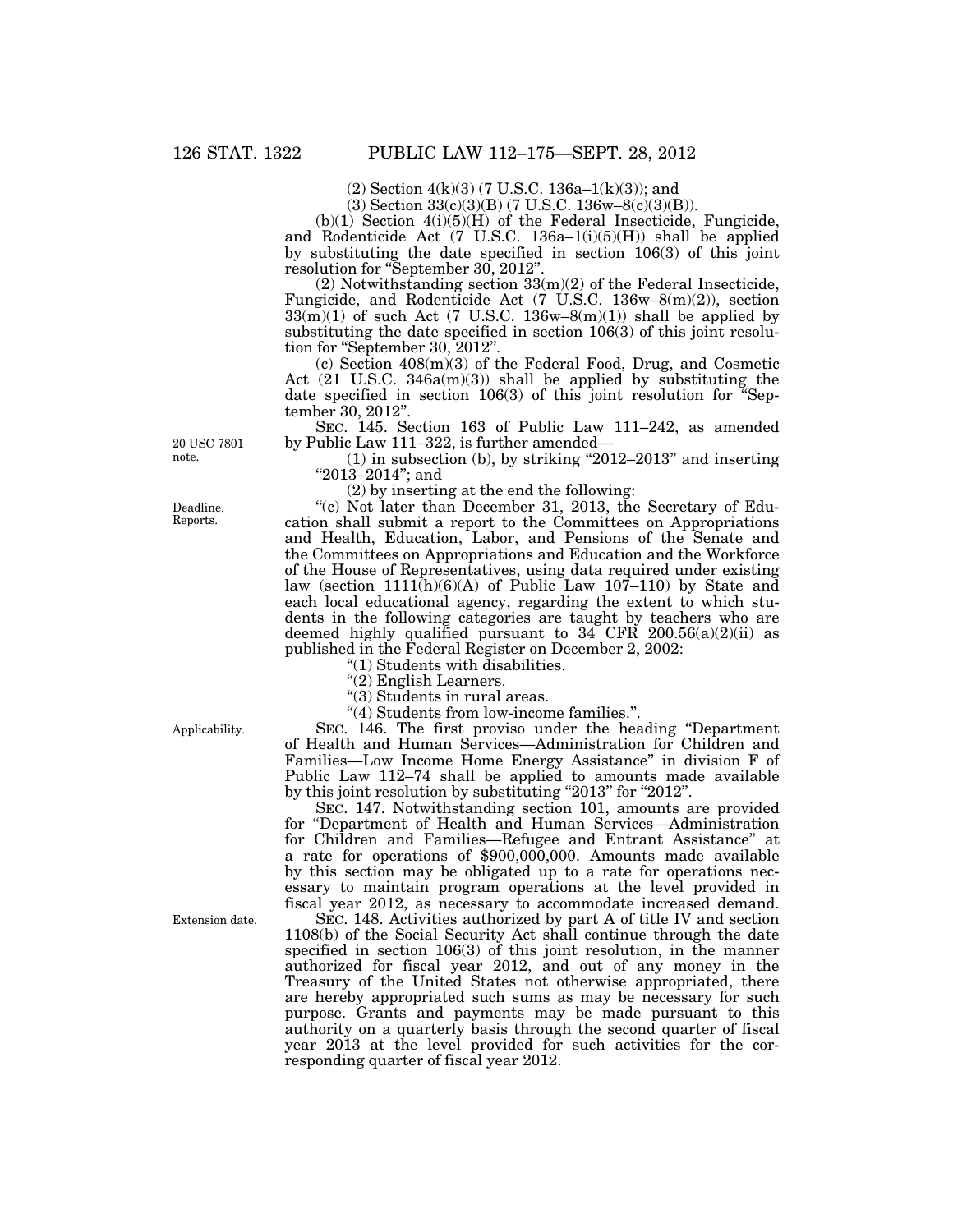(2) Section 4(k)(3) (7 U.S.C. 136a–1(k)(3)); and

(3) Section 33(c)(3)(B) (7 U.S.C. 136w–8(c)(3)(B)).

(b)(1) Section 4(i)(5)(H) of the Federal Insecticide, Fungicide, and Rodenticide Act (7 U.S.C. 136a–1(i)(5)(H)) shall be applied by substituting the date specified in section 106(3) of this joint resolution for "September 30, 2012".

(2) Notwithstanding section 33(m)(2) of the Federal Insecticide, Fungicide, and Rodenticide Act (7 U.S.C. 136w–8(m)(2)), section 33(m)(1) of such Act (7 U.S.C. 136w–8(m)(1)) shall be applied by substituting the date specified in section 106(3) of this joint resolution for "September 30, 2012".

(c) Section 408(m)(3) of the Federal Food, Drug, and Cosmetic Act (21 U.S.C. 346a(m)(3)) shall be applied by substituting the date specified in section 106(3) of this joint resolution for "September 30, 2012".

20 USC 7801 note.

SEC. 145. Section 163 of Public Law 111–242, as amended by Public Law 111–322, is further amended—

(1) in subsection (b), by striking "2012–2013" and inserting "2013–2014"; and

(2) by inserting at the end the following:

Deadline. Reports.

"(c) Not later than December 31, 2013, the Secretary of Education shall submit a report to the Committees on Appropriations and Health, Education, Labor, and Pensions of the Senate and the Committees on Appropriations and Education and the Workforce of the House of Representatives, using data required under existing law (section 1111(h)(6)(A) of Public Law 107–110) by State and each local educational agency, regarding the extent to which students in the following categories are taught by teachers who are deemed highly qualified pursuant to 34 CFR 200.56(a)(2)(ii) as published in the Federal Register on December 2, 2002:

"(1) Students with disabilities.

"(2) English Learners.

"(3) Students in rural areas.

"(4) Students from low-income families.".

Applicability.

SEC. 146. The first proviso under the heading "Department of Health and Human Services—Administration for Children and Families—Low Income Home Energy Assistance" in division F of Public Law 112–74 shall be applied to amounts made available by this joint resolution by substituting "2013" for "2012".

SEC. 147. Notwithstanding section 101, amounts are provided for "Department of Health and Human Services—Administration for Children and Families—Refugee and Entrant Assistance" at a rate for operations of $900,000,000. Amounts made available by this section may be obligated up to a rate for operations necessary to maintain program operations at the level provided in fiscal year 2012, as necessary to accommodate increased demand.

Extension date.

SEC. 148. Activities authorized by part A of title IV and section 1108(b) of the Social Security Act shall continue through the date specified in section 106(3) of this joint resolution, in the manner authorized for fiscal year 2012, and out of any money in the Treasury of the United States not otherwise appropriated, there are hereby appropriated such sums as may be necessary for such purpose. Grants and payments may be made pursuant to this authority on a quarterly basis through the second quarter of fiscal year 2013 at the level provided for such activities for the corresponding quarter of fiscal year 2012.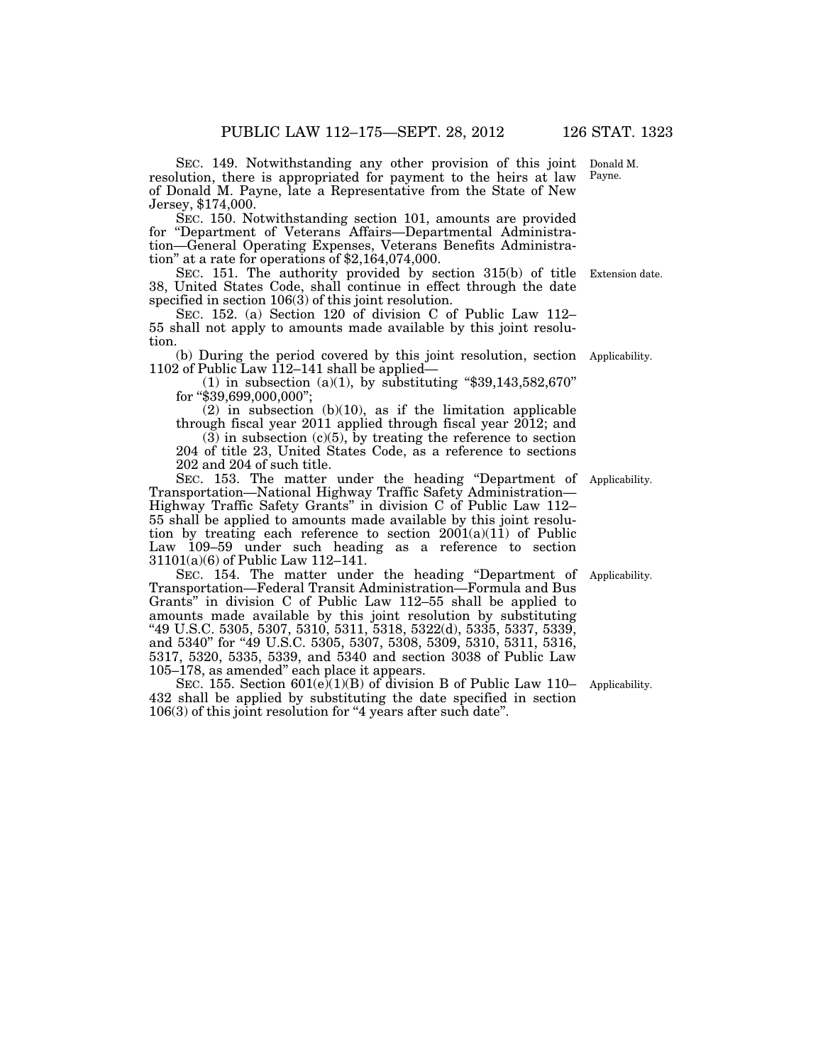SEC. 149. Notwithstanding any other provision of this joint resolution, there is appropriated for payment to the heirs at law of Donald M. Payne, late a Representative from the State of New Jersey, $174,000.

Donald M. Payne.

SEC. 150. Notwithstanding section 101, amounts are provided for "Department of Veterans Affairs—Departmental Administration—General Operating Expenses, Veterans Benefits Administration" at a rate for operations of $2,164,074,000.

SEC. 151. The authority provided by section 315(b) of title 38, United States Code, shall continue in effect through the date specified in section 106(3) of this joint resolution.

Extension date.

SEC. 152. (a) Section 120 of division C of Public Law 112–55 shall not apply to amounts made available by this joint resolution.

(b) During the period covered by this joint resolution, section 1102 of Public Law 112–141 shall be applied—

Applicability.

(1) in subsection (a)(1), by substituting "$39,143,582,670" for "$39,699,000,000";

(2) in subsection (b)(10), as if the limitation applicable through fiscal year 2011 applied through fiscal year 2012; and

(3) in subsection (c)(5), by treating the reference to section 204 of title 23, United States Code, as a reference to sections 202 and 204 of such title.

SEC. 153. The matter under the heading "Department of Transportation—National Highway Traffic Safety Administration—Highway Traffic Safety Grants" in division C of Public Law 112–55 shall be applied to amounts made available by this joint resolution by treating each reference to section 2001(a)(11) of Public Law 109–59 under such heading as a reference to section 31101(a)(6) of Public Law 112–141.

Applicability.

SEC. 154. The matter under the heading "Department of Transportation—Federal Transit Administration—Formula and Bus Grants" in division C of Public Law 112–55 shall be applied to amounts made available by this joint resolution by substituting "49 U.S.C. 5305, 5307, 5310, 5311, 5318, 5322(d), 5335, 5337, 5339, and 5340" for "49 U.S.C. 5305, 5307, 5308, 5309, 5310, 5311, 5316, 5317, 5320, 5335, 5339, and 5340 and section 3038 of Public Law 105–178, as amended" each place it appears.

Applicability.

SEC. 155. Section 601(e)(1)(B) of division B of Public Law 110–432 shall be applied by substituting the date specified in section 106(3) of this joint resolution for "4 years after such date".

Applicability.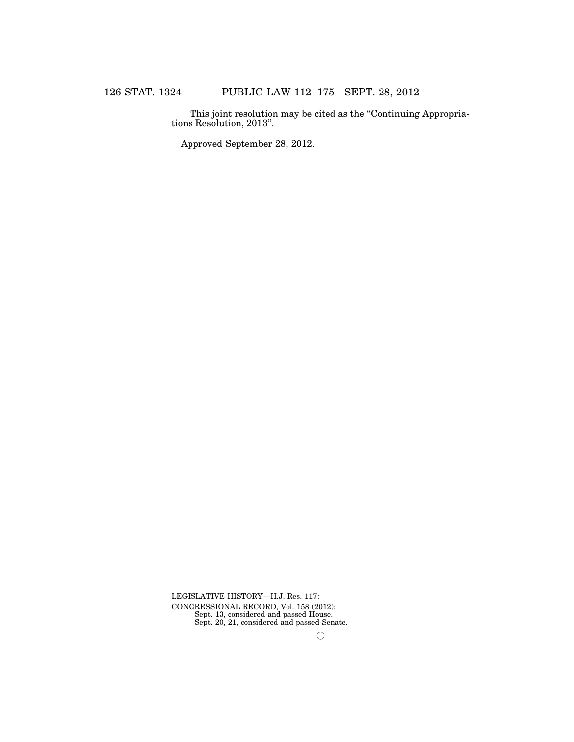This joint resolution may be cited as the "Continuing Appropriations Resolution, 2013".

Approved September 28, 2012.

LEGISLATIVE HISTORY—H.J. Res. 117:

CONGRESSIONAL RECORD, Vol. 158 (2012):

Sept. 13, considered and passed House.

Sept. 20, 21, considered and passed Senate.

○